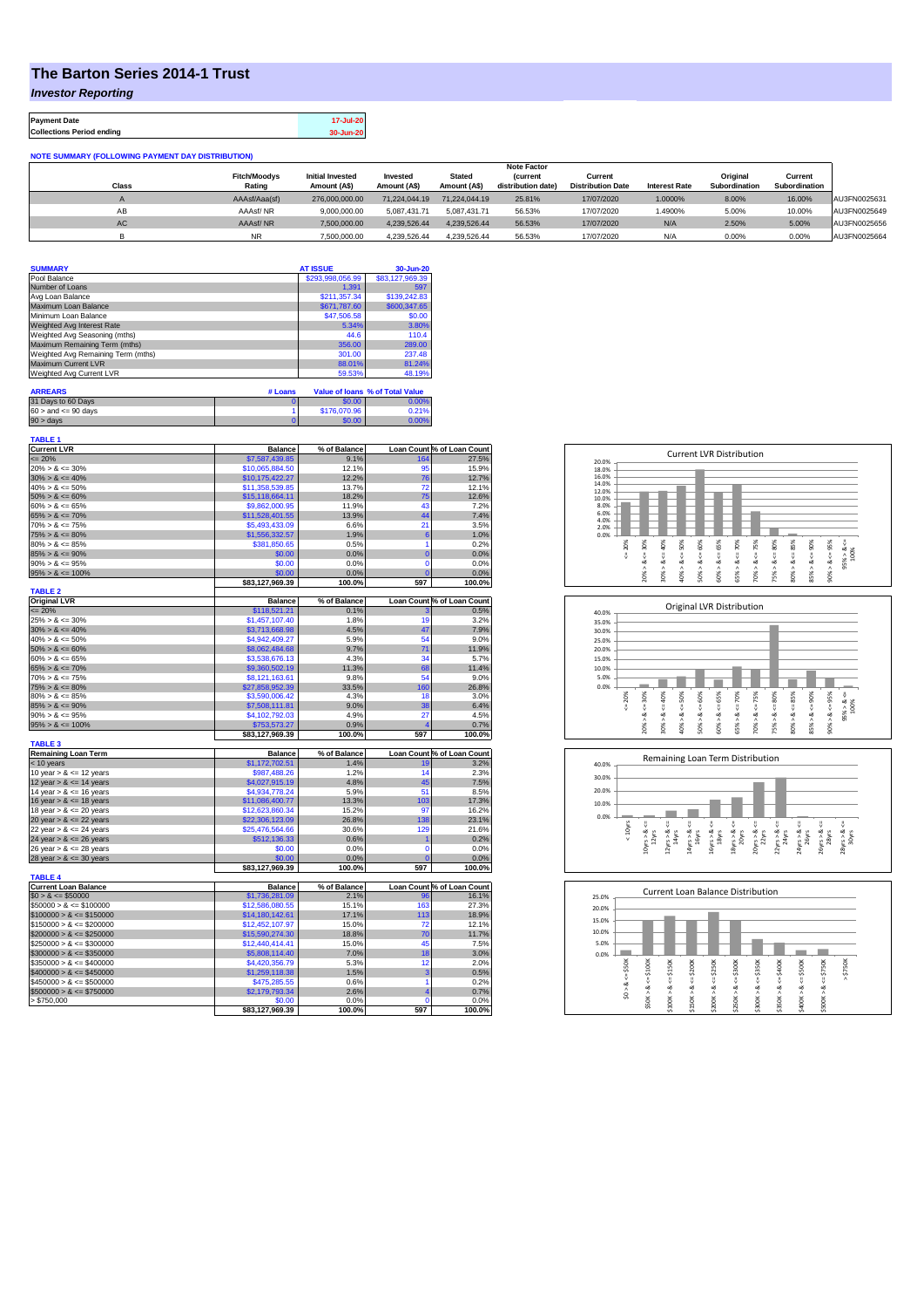# The Barton Series 2014-1 Trust

## *Investor Reporting*

| Payment Date | 17-Jul-20 |
|---|---|
| Collections Period ending | 30-Jun-20 |

**NOTE SUMMARY (FOLLOWING PAYMENT DAY DISTRIBUTION)**

| Class | Fitch/Moodys Rating | Initial Invested Amount (A$) | Invested Amount (A$) | Stated Amount (A$) | Note Factor (current distribution date) | Current Distribution Date | Interest Rate | Original Subordination | Current Subordination | |
|---|---|---|---|---|---|---|---|---|---|---|
| A | AAAsf/Aaa(sf) | 276,000,000.00 | 71,224,044.19 | 71,224,044.19 | 25.81% | 17/07/2020 | 1.0000% | 8.00% | 16.00% | AU3FN0025631 |
| AB | AAAsf/ NR | 9,000,000.00 | 5,087,431.71 | 5,087,431.71 | 56.53% | 17/07/2020 | 1.4900% | 5.00% | 10.00% | AU3FN0025649 |
| AC | AAAsf/ NR | 7,500,000.00 | 4,239,526.44 | 4,239,526.44 | 56.53% | 17/07/2020 | N/A | 2.50% | 5.00% | AU3FN0025656 |
| B | NR | 7,500,000.00 | 4,239,526.44 | 4,239,526.44 | 56.53% | 17/07/2020 | N/A | 0.00% | 0.00% | AU3FN0025664 |

| SUMMARY | AT ISSUE | 30-Jun-20 |
|---|---|---|
| Pool Balance | $293,998,056.99 | $83,127,969.39 |
| Number of Loans | 1,391 | 597 |
| Avg Loan Balance | $211,357.34 | $139,242.83 |
| Maximum Loan Balance | $671,787.60 | $600,347.65 |
| Minimum Loan Balance | $47,506.58 | $0.00 |
| Weighted Avg Interest Rate | 5.34% | 3.80% |
| Weighted Avg Seasoning (mths) | 44.6 | 110.4 |
| Maximum Remaining Term (mths) | 356.00 | 289.00 |
| Weighted Avg Remaining Term (mths) | 301.00 | 237.48 |
| Maximum Current LVR | 88.01% | 81.24% |
| Weighted Avg Current LVR | 59.53% | 48.19% |

| ARREARS | # Loans | Value of loans | % of Total Value |
|---|---|---|---|
| 31 Days to 60 Days | 0 | $0.00 | 0.00% |
| 60 > and <= 90 days | 1 | $176,070.96 | 0.21% |
| 90 > days | 0 | $0.00 | 0.00% |

**TABLE 1**

| Current LVR | Balance | % of Balance | Loan Count | % of Loan Count |
|---|---|---|---|---|
| <= 20% | $7,587,439.85 | 9.1% | 164 | 27.5% |
| 20% > & <= 30% | $10,065,884.50 | 12.1% | 95 | 15.9% |
| 30% > & <= 40% | $10,175,422.27 | 12.2% | 76 | 12.7% |
| 40% > & <= 50% | $11,358,539.85 | 13.7% | 72 | 12.1% |
| 50% > & <= 60% | $15,118,664.11 | 18.2% | 75 | 12.6% |
| 60% > & <= 65% | $9,862,000.95 | 11.9% | 43 | 7.2% |
| 65% > & <= 70% | $11,528,401.55 | 13.9% | 44 | 7.4% |
| 70% > & <= 75% | $5,493,433.09 | 6.6% | 21 | 3.5% |
| 75% > & <= 80% | $1,556,332.57 | 1.9% | 6 | 1.0% |
| 80% > & <= 85% | $381,850.65 | 0.5% | 1 | 0.2% |
| 85% > & <= 90% | $0.00 | 0.0% | 0 | 0.0% |
| 90% > & <= 95% | $0.00 | 0.0% | 0 | 0.0% |
| 95% > & <= 100% | $0.00 | 0.0% | 0 | 0.0% |
| | $83,127,969.39 | 100.0% | 597 | 100.0% |

**TABLE 2**

| Original LVR | Balance | % of Balance | Loan Count | % of Loan Count |
|---|---|---|---|---|
| <= 20% | $118,521.21 | 0.1% | 3 | 0.5% |
| 25% > & <= 30% | $1,457,107.40 | 1.8% | 19 | 3.2% |
| 30% > & <= 40% | $3,713,668.98 | 4.5% | 47 | 7.9% |
| 40% > & <= 50% | $4,942,409.27 | 5.9% | 54 | 9.0% |
| 50% > & <= 60% | $8,062,484.68 | 9.7% | 71 | 11.9% |
| 60% > & <= 65% | $3,538,676.13 | 4.3% | 34 | 5.7% |
| 65% > & <= 70% | $9,360,502.19 | 11.3% | 68 | 11.4% |
| 70% > & <= 75% | $8,121,163.61 | 9.8% | 54 | 9.0% |
| 75% > & <= 80% | $27,858,952.39 | 33.5% | 160 | 26.8% |
| 80% > & <= 85% | $3,590,006.42 | 4.3% | 18 | 3.0% |
| 85% > & <= 90% | $7,508,111.81 | 9.0% | 38 | 6.4% |
| 90% > & <= 95% | $4,102,792.03 | 4.9% | 27 | 4.5% |
| 95% > & <= 100% | $753,573.27 | 0.9% | 4 | 0.7% |
| | $83,127,969.39 | 100.0% | 597 | 100.0% |

**TABLE 3**

| Remaining Loan Term | Balance | % of Balance | Loan Count | % of Loan Count |
|---|---|---|---|---|
| < 10 years | $1,172,702.51 | 1.4% | 19 | 3.2% |
| 10 year > & <= 12 years | $987,488.26 | 1.2% | 14 | 2.3% |
| 12 year > & <= 14 years | $4,027,915.19 | 4.8% | 45 | 7.5% |
| 14 year > & <= 16 years | $4,934,778.24 | 5.9% | 51 | 8.5% |
| 16 year > & <= 18 years | $11,086,400.77 | 13.3% | 103 | 17.3% |
| 18 year > & <= 20 years | $12,623,860.34 | 15.2% | 97 | 16.2% |
| 20 year > & <= 22 years | $22,306,123.09 | 26.8% | 138 | 23.1% |
| 22 year > & <= 24 years | $25,476,564.66 | 30.6% | 129 | 21.6% |
| 24 year > & <= 26 years | $512,136.33 | 0.6% | 1 | 0.2% |
| 26 year > & <= 28 years | $0.00 | 0.0% | 0 | 0.0% |
| 28 year > & <= 30 years | $0.00 | 0.0% | 0 | 0.0% |
| | $83,127,969.39 | 100.0% | 597 | 100.0% |

**TABLE 4**

| Current Loan Balance | Balance | % of Balance | Loan Count | % of Loan Count |
|---|---|---|---|---|
| $0 > & <= $50000 | $1,736,281.09 | 2.1% | 96 | 16.1% |
| $50000 > & <= $100000 | $12,586,080.55 | 15.1% | 163 | 27.3% |
| $100000 > & <= $150000 | $14,180,142.61 | 17.1% | 113 | 18.9% |
| $150000 > & <= $200000 | $12,452,107.97 | 15.0% | 72 | 12.1% |
| $200000 > & <= $250000 | $15,590,274.30 | 18.8% | 70 | 11.7% |
| $250000 > & <= $300000 | $12,440,414.41 | 15.0% | 45 | 7.5% |
| $300000 > & <= $350000 | $5,808,114.40 | 7.0% | 18 | 3.0% |
| $350000 > & <= $400000 | $4,420,356.79 | 5.3% | 12 | 2.0% |
| $400000 > & <= $450000 | $1,259,118.38 | 1.5% | 3 | 0.5% |
| $450000 > & <= $500000 | $475,285.55 | 0.6% | 1 | 0.2% |
| $500000 > & <= $750000 | $2,179,793.34 | 2.6% | 4 | 0.7% |
| > $750,000 | $0.00 | 0.0% | 0 | 0.0% |
| | $83,127,969.39 | 100.0% | 597 | 100.0% |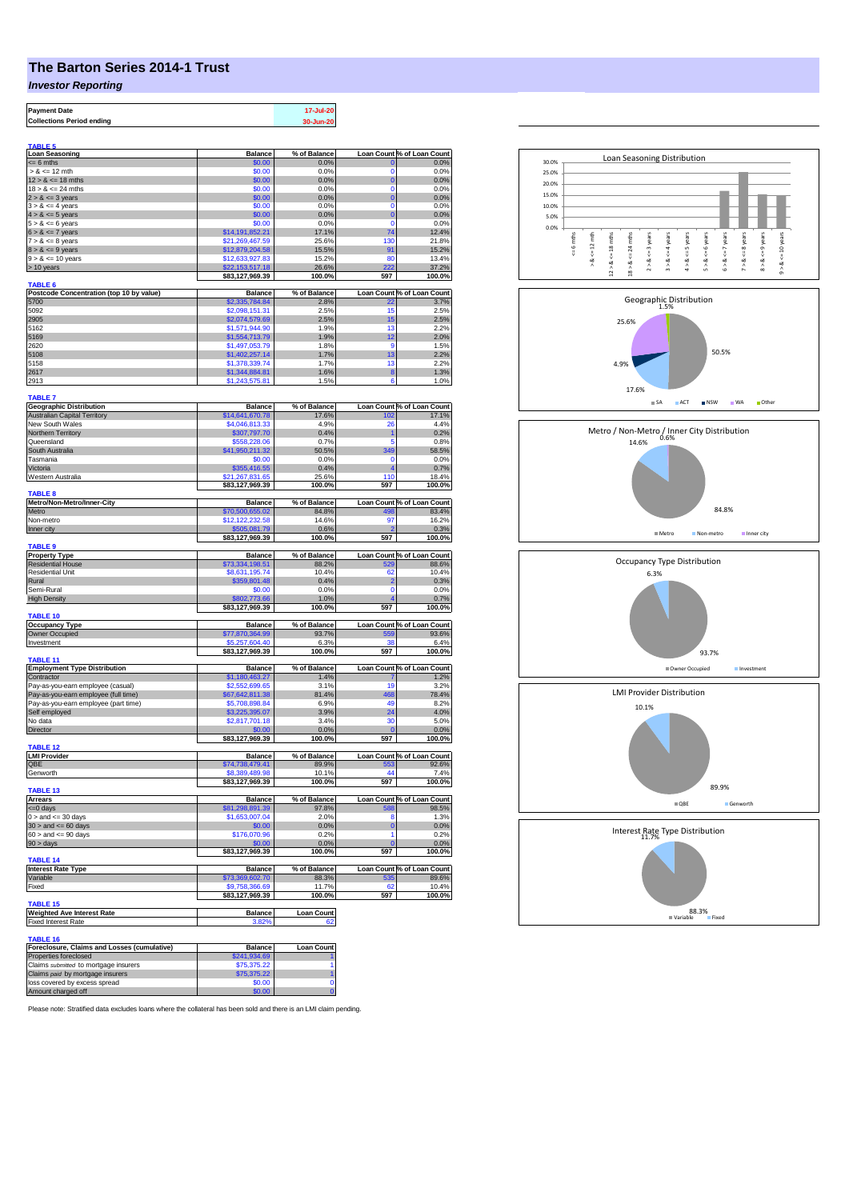# The Barton Series 2014-1 Trust

## *Investor Reporting*

| | |
|---|---|
| **Payment Date** | 17-Jul-20 |
| **Collections Period ending** | 30-Jun-20 |

**TABLE 5**

| Loan Seasoning | Balance | % of Balance | Loan Count | % of Loan Count |
|---|---|---|---|---|
| <= 6 mths | $0.00 | 0.0% | 0 | 0.0% |
| > & <= 12 mth | $0.00 | 0.0% | 0 | 0.0% |
| 12 > & <= 18 mths | $0.00 | 0.0% | 0 | 0.0% |
| 18 > & <= 24 mths | $0.00 | 0.0% | 0 | 0.0% |
| 2 > & <= 3 years | $0.00 | 0.0% | 0 | 0.0% |
| 3 > & <= 4 years | $0.00 | 0.0% | 0 | 0.0% |
| 4 > & <= 5 years | $0.00 | 0.0% | 0 | 0.0% |
| 5 > & <= 6 years | $0.00 | 0.0% | 0 | 0.0% |
| 6 > & <= 7 years | $14,191,852.21 | 17.1% | 74 | 12.4% |
| 7 > & <= 8 years | $21,269,467.59 | 25.6% | 130 | 21.8% |
| 8 > & <= 9 years | $12,879,204.58 | 15.5% | 91 | 15.2% |
| 9 > & <= 10 years | $12,633,927.83 | 15.2% | 80 | 13.4% |
| > 10 years | $22,153,517.18 | 26.6% | 222 | 37.2% |
| | $83,127,969.39 | 100.0% | 597 | 100.0% |

**TABLE 6**

| Postcode Concentration (top 10 by value) | Balance | % of Balance | Loan Count | % of Loan Count |
|---|---|---|---|---|
| 5700 | $2,335,784.84 | 2.8% | 22 | 3.7% |
| 5092 | $2,098,151.31 | 2.5% | 15 | 2.5% |
| 2905 | $2,074,579.69 | 2.5% | 15 | 2.5% |
| 5162 | $1,571,944.90 | 1.9% | 13 | 2.2% |
| 5169 | $1,554,713.79 | 1.9% | 12 | 2.0% |
| 2620 | $1,497,053.79 | 1.8% | 9 | 1.5% |
| 5108 | $1,402,257.14 | 1.7% | 13 | 2.2% |
| 5158 | $1,378,339.74 | 1.7% | 13 | 2.2% |
| 2617 | $1,344,884.81 | 1.6% | 8 | 1.3% |
| 2913 | $1,243,575.81 | 1.5% | 6 | 1.0% |

**TABLE 7**

| Geographic Distribution | Balance | % of Balance | Loan Count | % of Loan Count |
|---|---|---|---|---|
| Australian Capital Territory | $14,641,670.78 | 17.6% | 102 | 17.1% |
| New South Wales | $4,046,813.33 | 4.9% | 26 | 4.4% |
| Northern Territory | $307,797.70 | 0.4% | 1 | 0.2% |
| Queensland | $558,228.06 | 0.7% | 5 | 0.8% |
| South Australia | $41,950,211.32 | 50.5% | 349 | 58.5% |
| Tasmania | $0.00 | 0.0% | 0 | 0.0% |
| Victoria | $355,416.55 | 0.4% | 4 | 0.7% |
| Western Australia | $21,267,831.65 | 25.6% | 110 | 18.4% |
| | $83,127,969.39 | 100.0% | 597 | 100.0% |

**TABLE 8**

| Metro/Non-Metro/Inner-City | Balance | % of Balance | Loan Count | % of Loan Count |
|---|---|---|---|---|
| Metro | $70,500,655.02 | 84.8% | 498 | 83.4% |
| Non-metro | $12,122,232.58 | 14.6% | 97 | 16.2% |
| Inner city | $505,081.79 | 0.6% | 2 | 0.3% |
| | $83,127,969.39 | 100.0% | 597 | 100.0% |

**TABLE 9**

| Property Type | Balance | % of Balance | Loan Count | % of Loan Count |
|---|---|---|---|---|
| Residential House | $73,334,198.51 | 88.2% | 529 | 88.6% |
| Residential Unit | $8,631,195.74 | 10.4% | 62 | 10.4% |
| Rural | $359,801.48 | 0.4% | 2 | 0.3% |
| Semi-Rural | $0.00 | 0.0% | 0 | 0.0% |
| High Density | $802,773.66 | 1.0% | 4 | 0.7% |
| | $83,127,969.39 | 100.0% | 597 | 100.0% |

**TABLE 10**

| Occupancy Type | Balance | % of Balance | Loan Count | % of Loan Count |
|---|---|---|---|---|
| Owner Occupied | $77,870,364.99 | 93.7% | 559 | 93.6% |
| Investment | $5,257,604.40 | 6.3% | 38 | 6.4% |
| | $83,127,969.39 | 100.0% | 597 | 100.0% |

**TABLE 11**

| Employment Type Distribution | Balance | % of Balance | Loan Count | % of Loan Count |
|---|---|---|---|---|
| Contractor | $1,180,463.27 | 1.4% | 7 | 1.2% |
| Pay-as-you-earn employee (casual) | $2,552,699.65 | 3.1% | 19 | 3.2% |
| Pay-as-you-earn employee (full time) | $67,642,811.38 | 81.4% | 468 | 78.4% |
| Pay-as-you-earn employee (part time) | $5,708,898.84 | 6.9% | 49 | 8.2% |
| Self employed | $3,225,395.07 | 3.9% | 24 | 4.0% |
| No data | $2,817,701.18 | 3.4% | 30 | 5.0% |
| Director | $0.00 | 0.0% | 0 | 0.0% |
| | $83,127,969.39 | 100.0% | 597 | 100.0% |

**TABLE 12**

| LMI Provider | Balance | % of Balance | Loan Count | % of Loan Count |
|---|---|---|---|---|
| QBE | $74,738,479.41 | 89.9% | 553 | 92.6% |
| Genworth | $8,389,489.98 | 10.1% | 44 | 7.4% |
| | $83,127,969.39 | 100.0% | 597 | 100.0% |

**TABLE 13**

| Arrears | Balance | % of Balance | Loan Count | % of Loan Count |
|---|---|---|---|---|
| <=0 days | $81,298,891.39 | 97.8% | 588 | 98.5% |
| 0 > and <= 30 days | $1,653,007.04 | 2.0% | 8 | 1.3% |
| 30 > and <= 60 days | $0.00 | 0.0% | 0 | 0.0% |
| 60 > and <= 90 days | $176,070.96 | 0.2% | 1 | 0.2% |
| 90 > days | $0.00 | 0.0% | 0 | 0.0% |
| | $83,127,969.39 | 100.0% | 597 | 100.0% |

**TABLE 14**

| Interest Rate Type | Balance | % of Balance | Loan Count | % of Loan Count |
|---|---|---|---|---|
| Variable | $73,369,602.70 | 88.3% | 535 | 89.6% |
| Fixed | $9,758,366.69 | 11.7% | 62 | 10.4% |
| | $83,127,969.39 | 100.0% | 597 | 100.0% |

**TABLE 15**

| Weighted Ave Interest Rate | Balance | Loan Count |
|---|---|---|
| Fixed Interest Rate | 3.82% | 62 |

**TABLE 16**

| Foreclosure, Claims and Losses (cumulative) | Balance | Loan Count |
|---|---|---|
| Properties foreclosed | $241,934.69 | 1 |
| Claims *submitted* to mortgage insurers | $75,375.22 | 1 |
| Claims *paid* by mortgage insurers | $75,375.22 | 1 |
| loss covered by excess spread | $0.00 | 0 |
| Amount charged off | $0.00 | 0 |

Please note: Stratified data excludes loans where the collateral has been sold and there is an LMI claim pending.

Loan Seasoning Distribution
30.0%
25.0%
20.0%
15.0%
10.0%
5.0%
0.0%
<= 6 mths
> & <= 12 mth
12 > & <= 18 mths
18 > & <= 24 mths
2 > & <= 3 years
3 > & <= 4 years
4 > & <= 5 years
5 > & <= 6 years
6 > & <= 7 years
7 > & <= 8 years
8 > & <= 9 years
9 > & <= 10 years

Geographic Distribution
1.5%
25.6%
50.5%
4.9%
17.6%
SA ACT NSW WA Other

Metro / Non-Metro / Inner City Distribution
0.6%
14.6%
84.8%
Metro Non-metro Inner city

Occupancy Type Distribution
6.3%
93.7%
Owner Occupied Investment

LMI Provider Distribution
10.1%
89.9%
QBE Genworth

Interest Rate Type Distribution
11.7%
88.3%
Variable Fixed